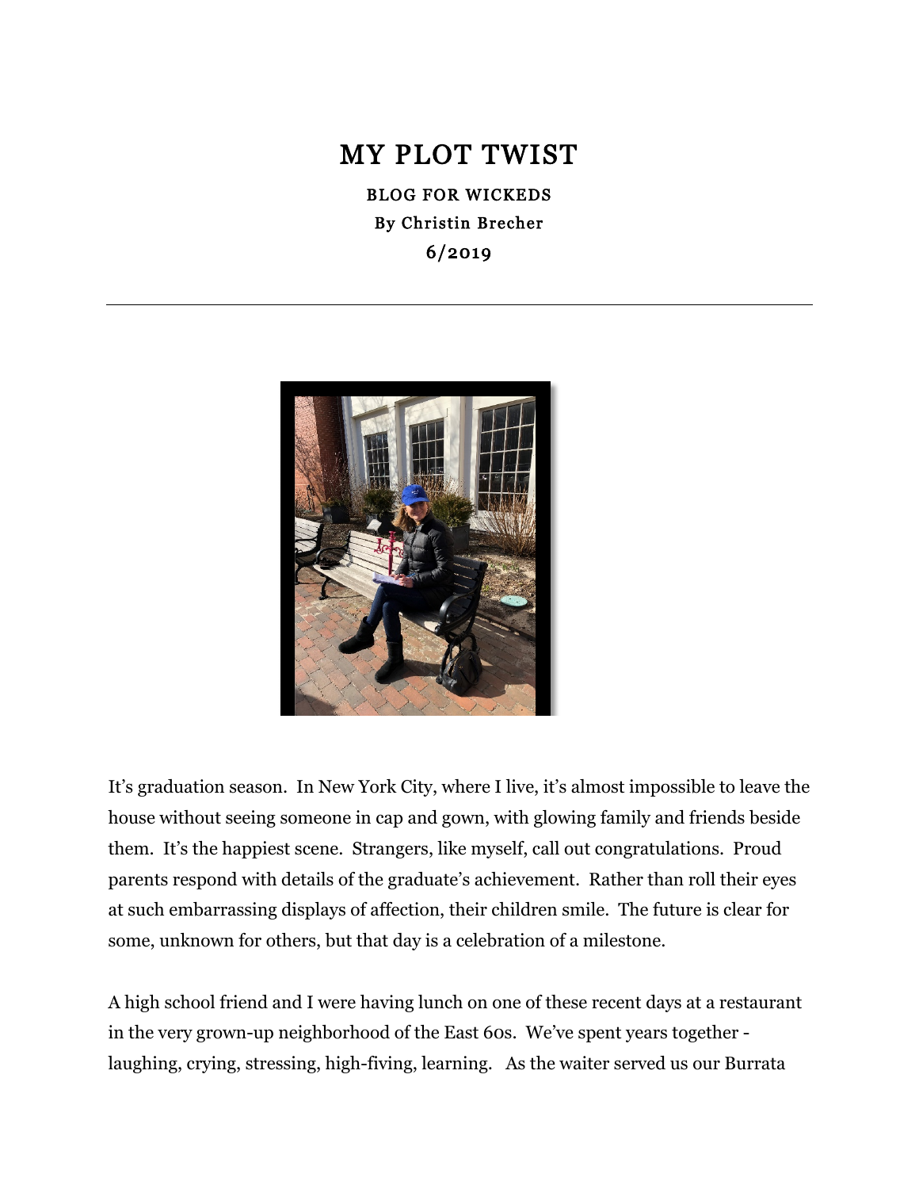# MY PLOT TWIST

BLOG FOR WICKEDS

By Christin Brecher

6/2019

---

It's graduation season. In New York City, where I live, it's almost impossible to leave the house without seeing someone in cap and gown, with glowing family and friends beside them. It's the happiest scene. Strangers, like myself, call out congratulations. Proud parents respond with details of the graduate's achievement. Rather than roll their eyes at such embarrassing displays of affection, their children smile. The future is clear for some, unknown for others, but that day is a celebration of a milestone.

A high school friend and I were having lunch on one of these recent days at a restaurant in the very grown-up neighborhood of the East 60s. We've spent years together - laughing, crying, stressing, high-fiving, learning. As the waiter served us our Burrata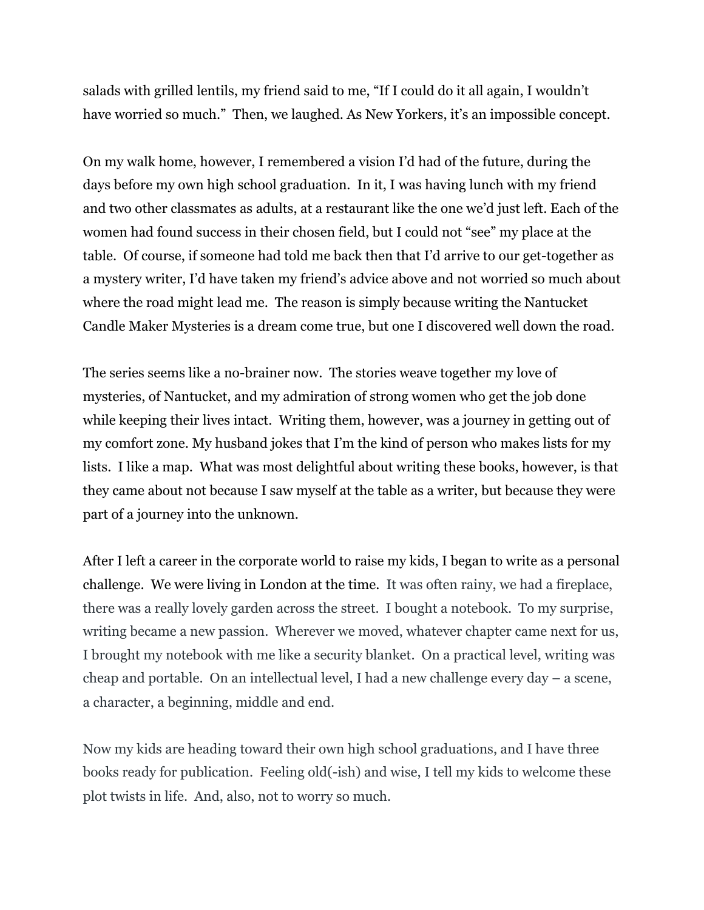salads with grilled lentils, my friend said to me, “If I could do it all again, I wouldn’t have worried so much.” Then, we laughed. As New Yorkers, it’s an impossible concept.

On my walk home, however, I remembered a vision I’d had of the future, during the days before my own high school graduation. In it, I was having lunch with my friend and two other classmates as adults, at a restaurant like the one we’d just left. Each of the women had found success in their chosen field, but I could not “see” my place at the table. Of course, if someone had told me back then that I’d arrive to our get-together as a mystery writer, I’d have taken my friend’s advice above and not worried so much about where the road might lead me. The reason is simply because writing the Nantucket Candle Maker Mysteries is a dream come true, but one I discovered well down the road.

The series seems like a no-brainer now. The stories weave together my love of mysteries, of Nantucket, and my admiration of strong women who get the job done while keeping their lives intact. Writing them, however, was a journey in getting out of my comfort zone. My husband jokes that I’m the kind of person who makes lists for my lists. I like a map. What was most delightful about writing these books, however, is that they came about not because I saw myself at the table as a writer, but because they were part of a journey into the unknown.

After I left a career in the corporate world to raise my kids, I began to write as a personal challenge. We were living in London at the time. It was often rainy, we had a fireplace, there was a really lovely garden across the street. I bought a notebook. To my surprise, writing became a new passion. Wherever we moved, whatever chapter came next for us, I brought my notebook with me like a security blanket. On a practical level, writing was cheap and portable. On an intellectual level, I had a new challenge every day – a scene, a character, a beginning, middle and end.

Now my kids are heading toward their own high school graduations, and I have three books ready for publication. Feeling old(-ish) and wise, I tell my kids to welcome these plot twists in life. And, also, not to worry so much.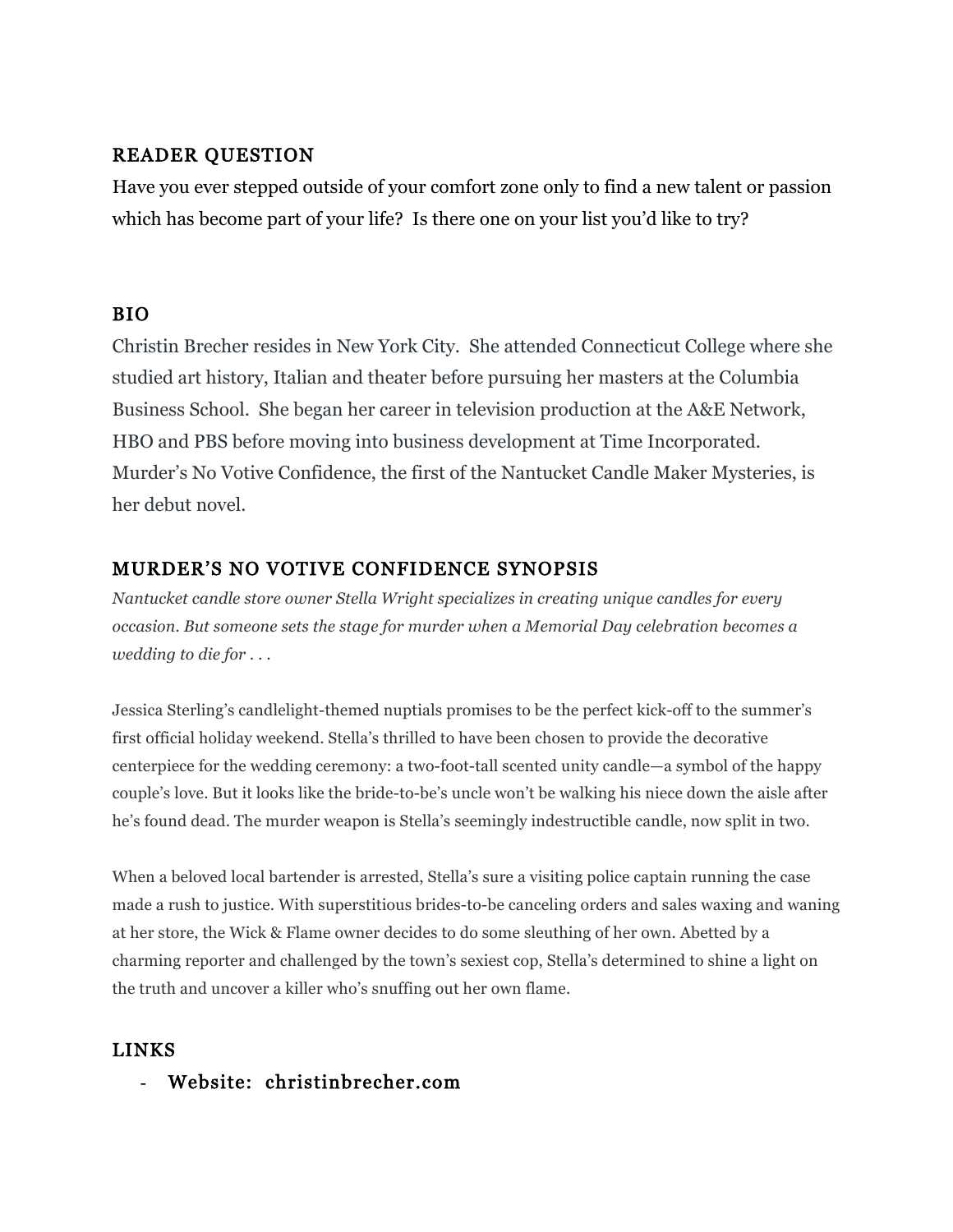## READER QUESTION

Have you ever stepped outside of your comfort zone only to find a new talent or passion which has become part of your life? Is there one on your list you'd like to try?

## BIO

Christin Brecher resides in New York City. She attended Connecticut College where she studied art history, Italian and theater before pursuing her masters at the Columbia Business School. She began her career in television production at the A&E Network, HBO and PBS before moving into business development at Time Incorporated. Murder's No Votive Confidence, the first of the Nantucket Candle Maker Mysteries, is her debut novel.

## MURDER'S NO VOTIVE CONFIDENCE SYNOPSIS

*Nantucket candle store owner Stella Wright specializes in creating unique candles for every occasion. But someone sets the stage for murder when a Memorial Day celebration becomes a wedding to die for . . .*

Jessica Sterling's candlelight-themed nuptials promises to be the perfect kick-off to the summer's first official holiday weekend. Stella's thrilled to have been chosen to provide the decorative centerpiece for the wedding ceremony: a two-foot-tall scented unity candle—a symbol of the happy couple's love. But it looks like the bride-to-be's uncle won't be walking his niece down the aisle after he's found dead. The murder weapon is Stella's seemingly indestructible candle, now split in two.

When a beloved local bartender is arrested, Stella's sure a visiting police captain running the case made a rush to justice. With superstitious brides-to-be canceling orders and sales waxing and waning at her store, the Wick & Flame owner decides to do some sleuthing of her own. Abetted by a charming reporter and challenged by the town's sexiest cop, Stella's determined to shine a light on the truth and uncover a killer who's snuffing out her own flame.

## LINKS

- **Website: christinbrecher.com**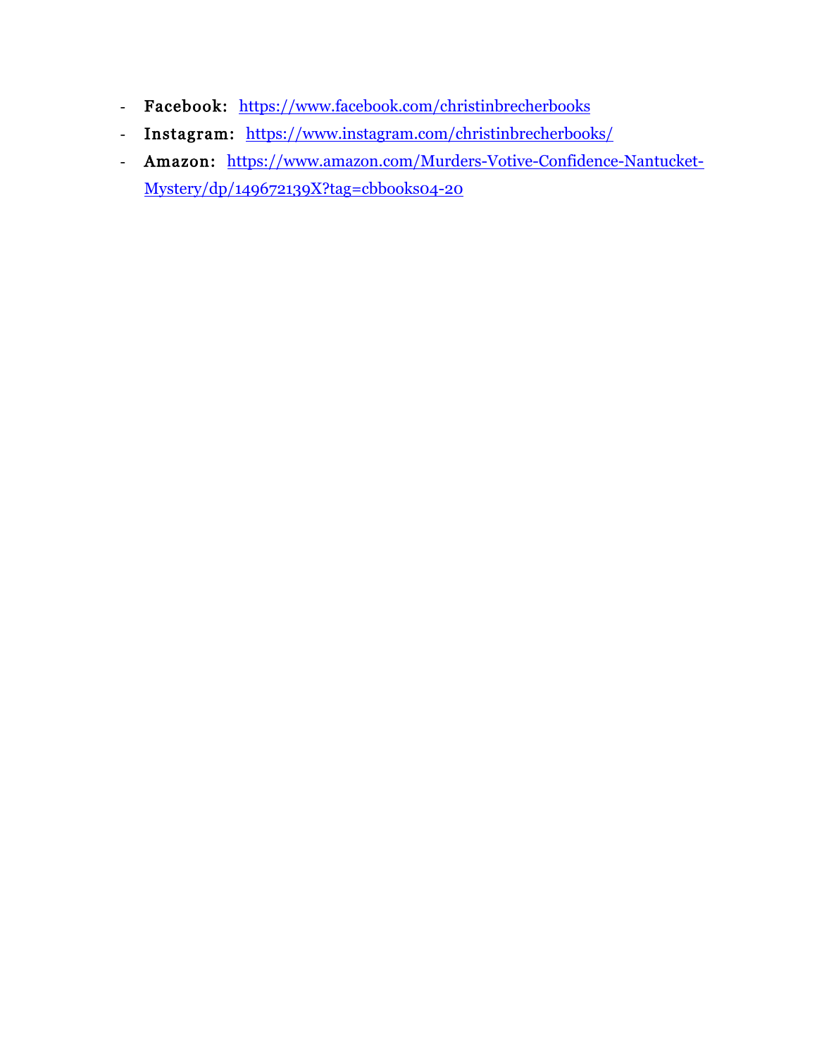- **Facebook:** https://www.facebook.com/christinbrecherbooks
- **Instagram:** https://www.instagram.com/christinbrecherbooks/
- **Amazon:** https://www.amazon.com/Murders-Votive-Confidence-Nantucket-Mystery/dp/149672139X?tag=cbbooks04-20